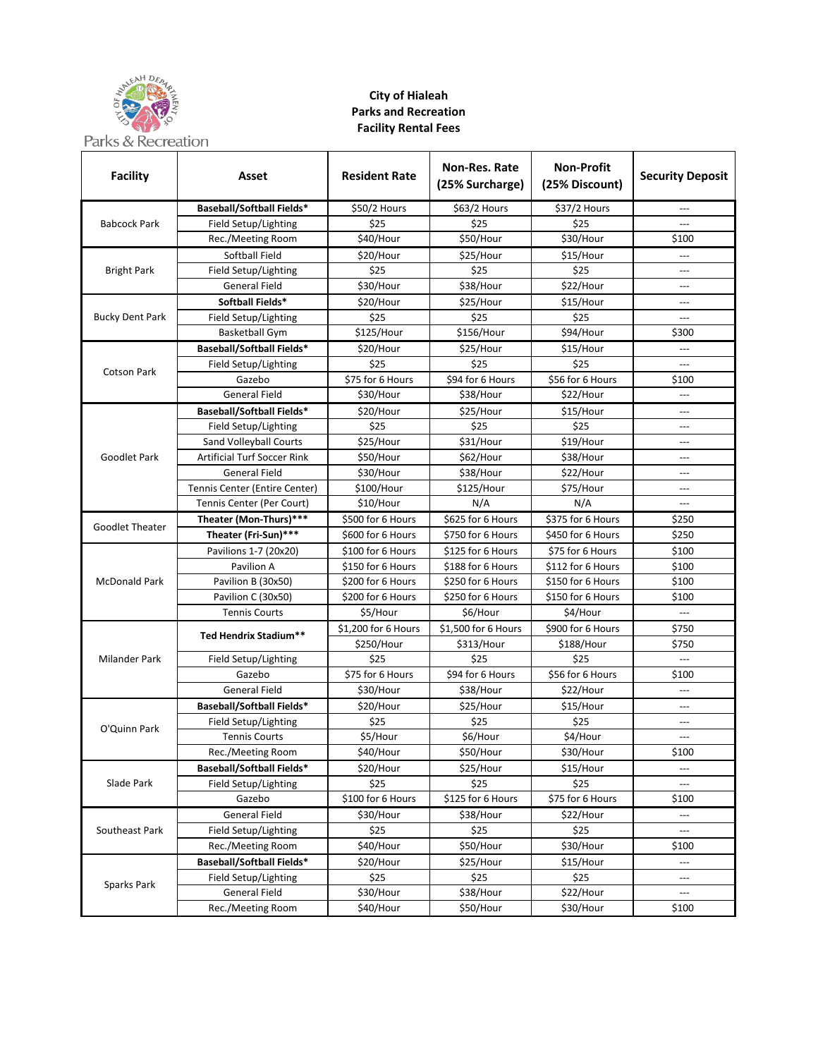**City of Hialeah**
**Parks and Recreation**
**Facility Rental Fees**

| Facility | Asset | Resident Rate | Non-Res. Rate (25% Surcharge) | Non-Profit (25% Discount) | Security Deposit |
|---|---|---|---|---|---|
| Babcock Park | **Baseball/Softball Fields*** | $50/2 Hours | $63/2 Hours | $37/2 Hours | --- |
| | Field Setup/Lighting | $25 | $25 | $25 | --- |
| | Rec./Meeting Room | $40/Hour | $50/Hour | $30/Hour | $100 |
| Bright Park | Softball Field | $20/Hour | $25/Hour | $15/Hour | --- |
| | Field Setup/Lighting | $25 | $25 | $25 | --- |
| | General Field | $30/Hour | $38/Hour | $22/Hour | --- |
| Bucky Dent Park | **Softball Fields*** | $20/Hour | $25/Hour | $15/Hour | --- |
| | Field Setup/Lighting | $25 | $25 | $25 | --- |
| | Basketball Gym | $125/Hour | $156/Hour | $94/Hour | $300 |
| Cotson Park | **Baseball/Softball Fields*** | $20/Hour | $25/Hour | $15/Hour | --- |
| | Field Setup/Lighting | $25 | $25 | $25 | --- |
| | Gazebo | $75 for 6 Hours | $94 for 6 Hours | $56 for 6 Hours | $100 |
| | General Field | $30/Hour | $38/Hour | $22/Hour | --- |
| Goodlet Park | **Baseball/Softball Fields*** | $20/Hour | $25/Hour | $15/Hour | --- |
| | Field Setup/Lighting | $25 | $25 | $25 | --- |
| | Sand Volleyball Courts | $25/Hour | $31/Hour | $19/Hour | --- |
| | Artificial Turf Soccer Rink | $50/Hour | $62/Hour | $38/Hour | --- |
| | General Field | $30/Hour | $38/Hour | $22/Hour | --- |
| | Tennis Center (Entire Center) | $100/Hour | $125/Hour | $75/Hour | --- |
| | Tennis Center (Per Court) | $10/Hour | N/A | N/A | --- |
| Goodlet Theater | **Theater (Mon-Thurs)***** | $500 for 6 Hours | $625 for 6 Hours | $375 for 6 Hours | $250 |
| | **Theater (Fri-Sun)***** | $600 for 6 Hours | $750 for 6 Hours | $450 for 6 Hours | $250 |
| McDonald Park | Pavilions 1-7 (20x20) | $100 for 6 Hours | $125 for 6 Hours | $75 for 6 Hours | $100 |
| | Pavilion A | $150 for 6 Hours | $188 for 6 Hours | $112 for 6 Hours | $100 |
| | Pavilion B (30x50) | $200 for 6 Hours | $250 for 6 Hours | $150 for 6 Hours | $100 |
| | Pavilion C (30x50) | $200 for 6 Hours | $250 for 6 Hours | $150 for 6 Hours | $100 |
| | Tennis Courts | $5/Hour | $6/Hour | $4/Hour | --- |
| Milander Park | **Ted Hendrix Stadium**** | $1,200 for 6 Hours | $1,500 for 6 Hours | $900 for 6 Hours | $750 |
| | | $250/Hour | $313/Hour | $188/Hour | $750 |
| | Field Setup/Lighting | $25 | $25 | $25 | --- |
| | Gazebo | $75 for 6 Hours | $94 for 6 Hours | $56 for 6 Hours | $100 |
| | General Field | $30/Hour | $38/Hour | $22/Hour | --- |
| O'Quinn Park | **Baseball/Softball Fields*** | $20/Hour | $25/Hour | $15/Hour | --- |
| | Field Setup/Lighting | $25 | $25 | $25 | --- |
| | Tennis Courts | $5/Hour | $6/Hour | $4/Hour | --- |
| | Rec./Meeting Room | $40/Hour | $50/Hour | $30/Hour | $100 |
| Slade Park | **Baseball/Softball Fields*** | $20/Hour | $25/Hour | $15/Hour | --- |
| | Field Setup/Lighting | $25 | $25 | $25 | --- |
| | Gazebo | $100 for 6 Hours | $125 for 6 Hours | $75 for 6 Hours | $100 |
| Southeast Park | General Field | $30/Hour | $38/Hour | $22/Hour | --- |
| | Field Setup/Lighting | $25 | $25 | $25 | --- |
| | Rec./Meeting Room | $40/Hour | $50/Hour | $30/Hour | $100 |
| Sparks Park | **Baseball/Softball Fields*** | $20/Hour | $25/Hour | $15/Hour | --- |
| | Field Setup/Lighting | $25 | $25 | $25 | --- |
| | General Field | $30/Hour | $38/Hour | $22/Hour | --- |
| | Rec./Meeting Room | $40/Hour | $50/Hour | $30/Hour | $100 |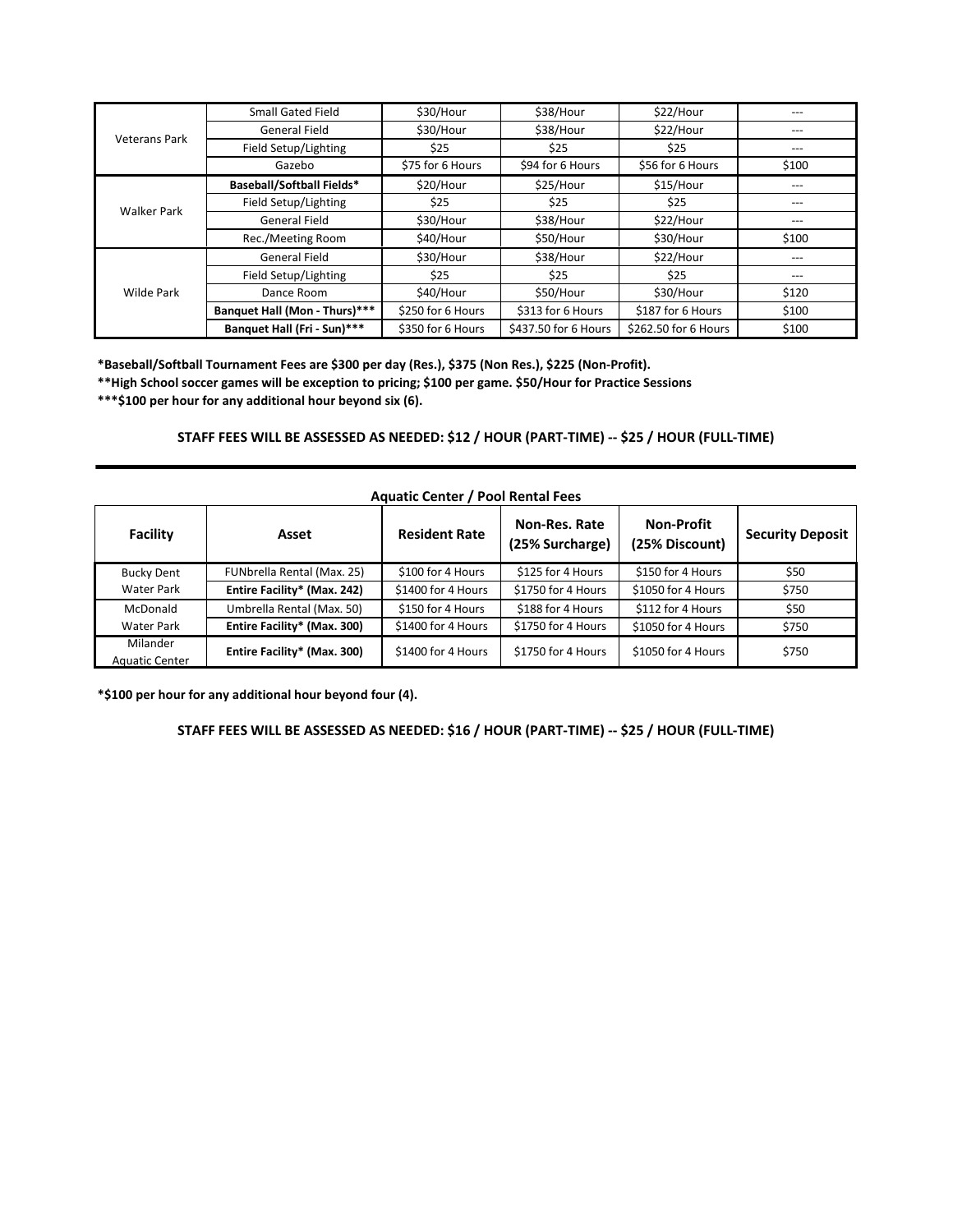| | | | | | |
|---|---|---|---|---|---|
| Veterans Park | Small Gated Field | $30/Hour | $38/Hour | $22/Hour | --- |
| | General Field | $30/Hour | $38/Hour | $22/Hour | --- |
| | Field Setup/Lighting | $25 | $25 | $25 | --- |
| | Gazebo | $75 for 6 Hours | $94 for 6 Hours | $56 for 6 Hours | $100 |
| Walker Park | **Baseball/Softball Fields*** | $20/Hour | $25/Hour | $15/Hour | --- |
| | Field Setup/Lighting | $25 | $25 | $25 | --- |
| | General Field | $30/Hour | $38/Hour | $22/Hour | --- |
| | Rec./Meeting Room | $40/Hour | $50/Hour | $30/Hour | $100 |
| Wilde Park | General Field | $30/Hour | $38/Hour | $22/Hour | --- |
| | Field Setup/Lighting | $25 | $25 | $25 | --- |
| | Dance Room | $40/Hour | $50/Hour | $30/Hour | $120 |
| | **Banquet Hall (Mon - Thurs)***** | $250 for 6 Hours | $313 for 6 Hours | $187 for 6 Hours | $100 |
| | **Banquet Hall (Fri - Sun)***** | $350 for 6 Hours | $437.50 for 6 Hours | $262.50 for 6 Hours | $100 |

**\*Baseball/Softball Tournament Fees are $300 per day (Res.), $375 (Non Res.), $225 (Non-Profit).**

**\*\*High School soccer games will be exception to pricing; $100 per game. $50/Hour for Practice Sessions**

**\*\*\*$100 per hour for any additional hour beyond six (6).**

**STAFF FEES WILL BE ASSESSED AS NEEDED: $12 / HOUR (PART-TIME) -- $25 / HOUR (FULL-TIME)**

---

**Aquatic Center / Pool Rental Fees**

| Facility | Asset | Resident Rate | Non-Res. Rate (25% Surcharge) | Non-Profit (25% Discount) | Security Deposit |
|---|---|---|---|---|---|
| Bucky Dent Water Park | FUNbrella Rental (Max. 25) | $100 for 4 Hours | $125 for 4 Hours | $150 for 4 Hours | $50 |
| | **Entire Facility* (Max. 242)** | $1400 for 4 Hours | $1750 for 4 Hours | $1050 for 4 Hours | $750 |
| McDonald Water Park | Umbrella Rental (Max. 50) | $150 for 4 Hours | $188 for 4 Hours | $112 for 4 Hours | $50 |
| | **Entire Facility* (Max. 300)** | $1400 for 4 Hours | $1750 for 4 Hours | $1050 for 4 Hours | $750 |
| Milander Aquatic Center | **Entire Facility* (Max. 300)** | $1400 for 4 Hours | $1750 for 4 Hours | $1050 for 4 Hours | $750 |

**\*$100 per hour for any additional hour beyond four (4).**

**STAFF FEES WILL BE ASSESSED AS NEEDED: $16 / HOUR (PART-TIME) -- $25 / HOUR (FULL-TIME)**